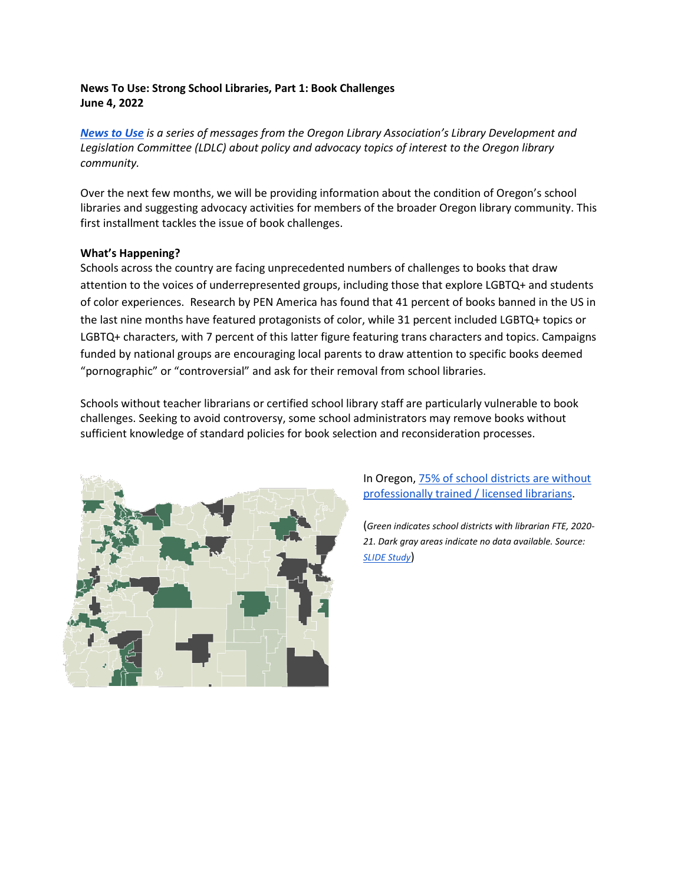**News To Use: Strong School Libraries, Part 1: Book Challenges**
**June 4, 2022**

*[News to Use](#) is a series of messages from the Oregon Library Association's Library Development and Legislation Committee (LDLC) about policy and advocacy topics of interest to the Oregon library community.*

Over the next few months, we will be providing information about the condition of Oregon's school libraries and suggesting advocacy activities for members of the broader Oregon library community. This first installment tackles the issue of book challenges.

**What's Happening?**

Schools across the country are facing unprecedented numbers of challenges to books that draw attention to the voices of underrepresented groups, including those that explore LGBTQ+ and students of color experiences. Research by PEN America has found that 41 percent of books banned in the US in the last nine months have featured protagonists of color, while 31 percent included LGBTQ+ topics or LGBTQ+ characters, with 7 percent of this latter figure featuring trans characters and topics. Campaigns funded by national groups are encouraging local parents to draw attention to specific books deemed "pornographic" or "controversial" and ask for their removal from school libraries.

Schools without teacher librarians or certified school library staff are particularly vulnerable to book challenges. Seeking to avoid controversy, some school administrators may remove books without sufficient knowledge of standard policies for book selection and reconsideration processes.

In Oregon, [75% of school districts are without professionally trained / licensed librarians](#).

(*Green indicates school districts with librarian FTE, 2020-21. Dark gray areas indicate no data available. Source: [SLIDE Study](#)*)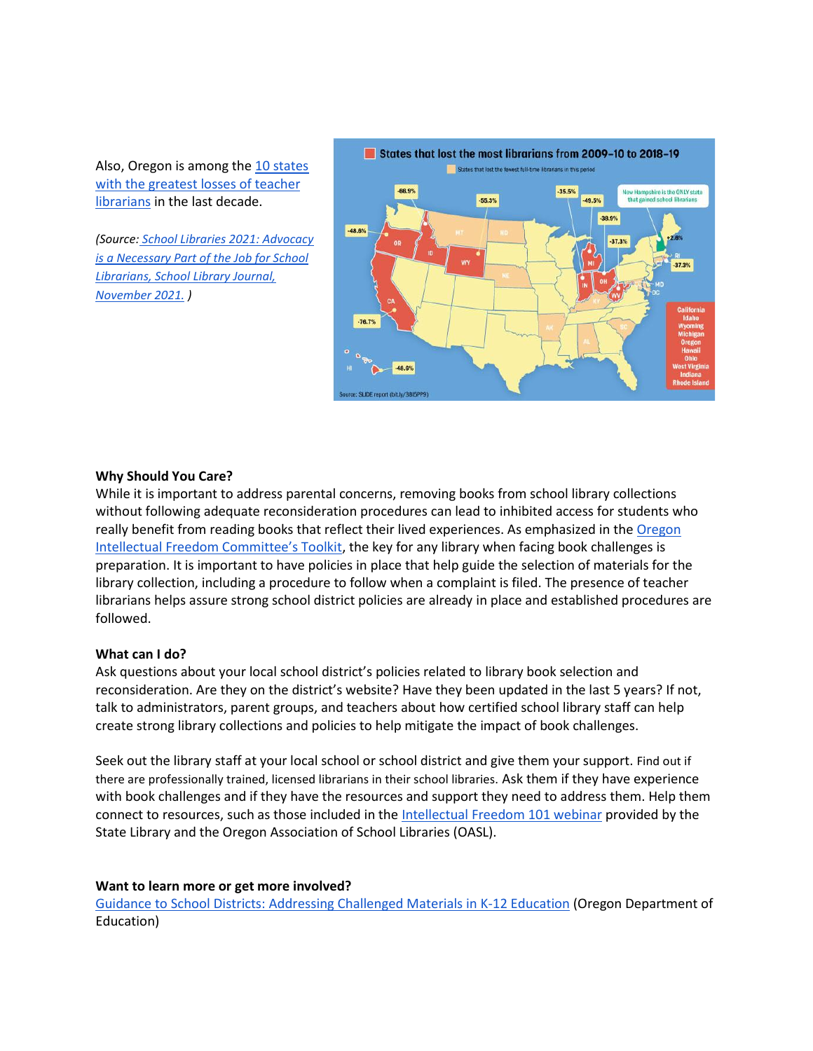Also, Oregon is among the 10 states with the greatest losses of teacher librarians in the last decade.

*(Source: School Libraries 2021: Advocacy is a Necessary Part of the Job for School Librarians, School Library Journal, November 2021. )*

**Why Should You Care?**

While it is important to address parental concerns, removing books from school library collections without following adequate reconsideration procedures can lead to inhibited access for students who really benefit from reading books that reflect their lived experiences. As emphasized in the Oregon Intellectual Freedom Committee's Toolkit, the key for any library when facing book challenges is preparation. It is important to have policies in place that help guide the selection of materials for the library collection, including a procedure to follow when a complaint is filed. The presence of teacher librarians helps assure strong school district policies are already in place and established procedures are followed.

**What can I do?**

Ask questions about your local school district's policies related to library book selection and reconsideration. Are they on the district's website? Have they been updated in the last 5 years? If not, talk to administrators, parent groups, and teachers about how certified school library staff can help create strong library collections and policies to help mitigate the impact of book challenges.

Seek out the library staff at your local school or school district and give them your support. Find out if there are professionally trained, licensed librarians in their school libraries. Ask them if they have experience with book challenges and if they have the resources and support they need to address them. Help them connect to resources, such as those included in the Intellectual Freedom 101 webinar provided by the State Library and the Oregon Association of School Libraries (OASL).

**Want to learn more or get more involved?**

Guidance to School Districts: Addressing Challenged Materials in K-12 Education (Oregon Department of Education)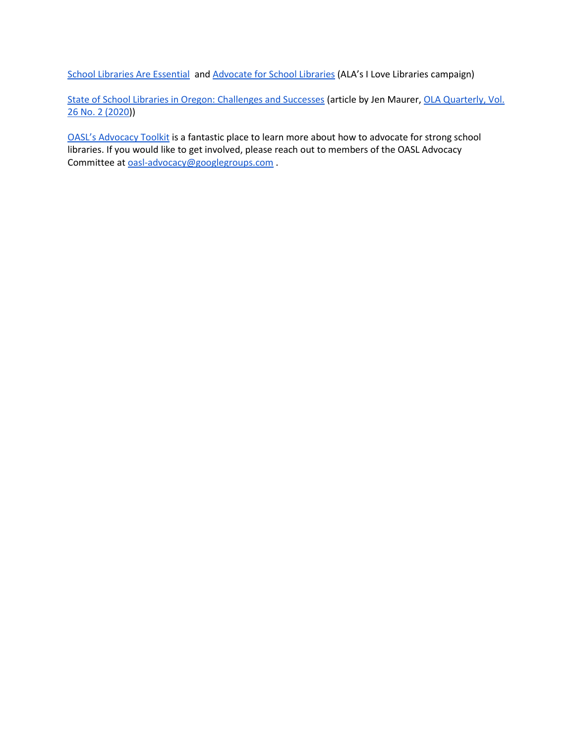School Libraries Are Essential and Advocate for School Libraries (ALA's I Love Libraries campaign)

State of School Libraries in Oregon: Challenges and Successes (article by Jen Maurer, OLA Quarterly, Vol. 26 No. 2 (2020))

OASL's Advocacy Toolkit is a fantastic place to learn more about how to advocate for strong school libraries. If you would like to get involved, please reach out to members of the OASL Advocacy Committee at oasl-advocacy@googlegroups.com .